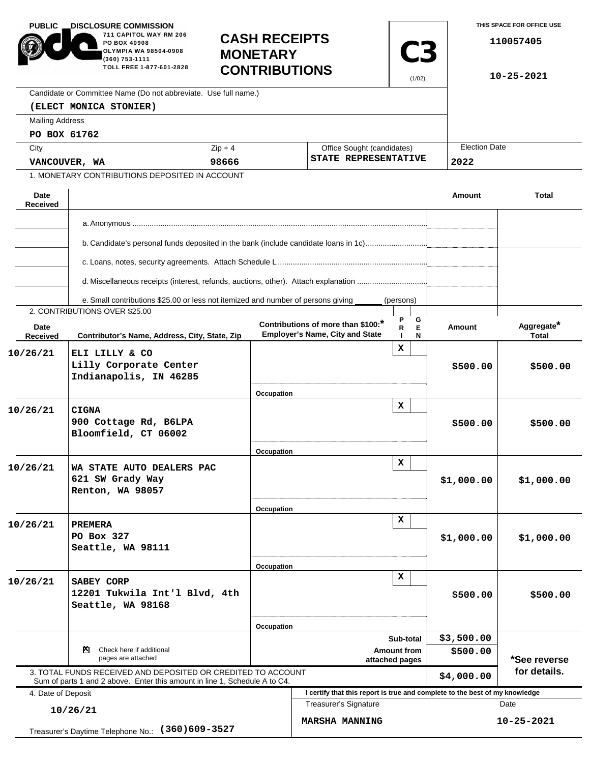PUBLIC DISCLOSURE COMMISSION
711 CAPITOL WAY RM 206
PO BOX 40908
OLYMPIA WA 98504-0908
(360) 753-1111
TOLL FREE 1-877-601-2828

# CASH RECEIPTS MONETARY CONTRIBUTIONS

**C3** (1/02)

THIS SPACE FOR OFFICE USE
110057405
10-25-2021

Candidate or Committee Name (Do not abbreviate. Use full name.)
**(ELECT MONICA STONIER)**

Mailing Address
**PO BOX 61762**

| City | Zip + 4 | Office Sought (candidates) | Election Date |
|---|---|---|---|
| VANCOUVER, WA | 98666 | STATE REPRESENTATIVE | 2022 |

1. MONETARY CONTRIBUTIONS DEPOSITED IN ACCOUNT

| Date Received | | Amount | Total |
|---|---|---|---|
| | a. Anonymous | | |
| | b. Candidate's personal funds deposited in the bank (include candidate loans in 1c) | | |
| | c. Loans, notes, security agreements. Attach Schedule L | | |
| | d. Miscellaneous receipts (interest, refunds, auctions, other). Attach explanation | | |
| | e. Small contributions $25.00 or less not itemized and number of persons giving ______ (persons) | | |

2. CONTRIBUTIONS OVER $25.00

| Date Received | Contributor's Name, Address, City, State, Zip | Contributions of more than $100:* Employer's Name, City and State | PRI | GEN | Amount | Aggregate* Total |
|---|---|---|---|---|---|---|
| 10/26/21 | ELI LILLY & CO<br>Lilly Corporate Center<br>Indianapolis, IN 46285 | Occupation | X | | $500.00 | $500.00 |
| 10/26/21 | CIGNA<br>900 Cottage Rd, B6LPA<br>Bloomfield, CT 06002 | Occupation | X | | $500.00 | $500.00 |
| 10/26/21 | WA STATE AUTO DEALERS PAC<br>621 SW Grady Way<br>Renton, WA 98057 | Occupation | X | | $1,000.00 | $1,000.00 |
| 10/26/21 | PREMERA<br>PO Box 327<br>Seattle, WA 98111 | Occupation | X | | $1,000.00 | $1,000.00 |
| 10/26/21 | SABEY CORP<br>12201 Tukwila Int'l Blvd, 4th<br>Seattle, WA 98168 | Occupation | X | | $500.00 | $500.00 |

☒ Check here if additional pages are attached

| | |
|---|---|
| Sub-total | $3,500.00 |
| Amount from attached pages | $500.00 |

3. TOTAL FUNDS RECEIVED AND DEPOSITED OR CREDITED TO ACCOUNT
Sum of parts 1 and 2 above. Enter this amount in line 1, Schedule A to C4. **$4,000.00**

*See reverse for details.

4. Date of Deposit
**10/26/21**

Treasurer's Daytime Telephone No.: **(360)609-3527**

I certify that this report is true and complete to the best of my knowledge

| Treasurer's Signature | Date |
|---|---|
| MARSHA MANNING | 10-25-2021 |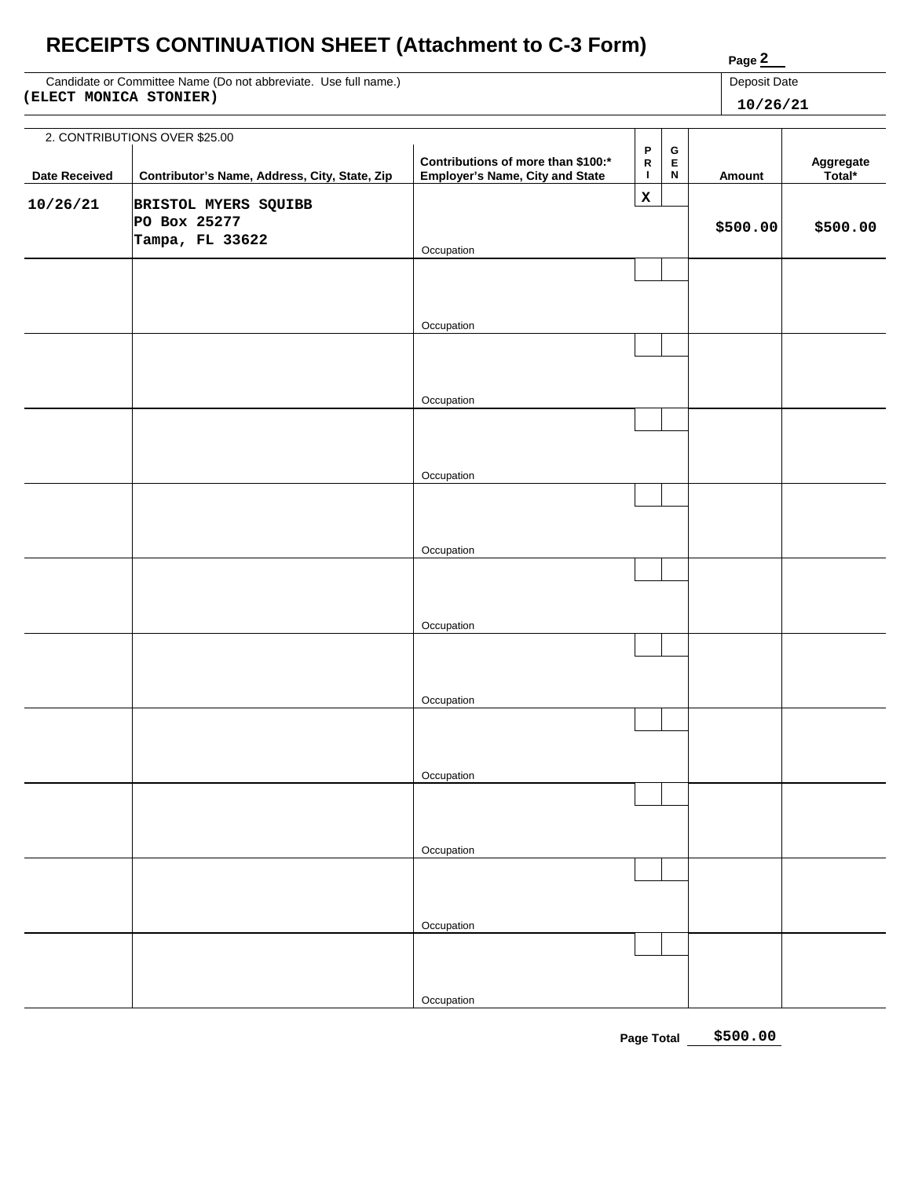# RECEIPTS CONTINUATION SHEET (Attachment to C-3 Form)

Page 2

Candidate or Committee Name (Do not abbreviate. Use full name.)
**(ELECT MONICA STONIER)**

Deposit Date
**10/26/21**

2. CONTRIBUTIONS OVER $25.00

| Date Received | Contributor's Name, Address, City, State, Zip | Contributions of more than $100:* Employer's Name, City and State | PRI | GEN | Amount | Aggregate Total* |
|---|---|---|---|---|---|---|
| 10/26/21 | BRISTOL MYERS SQUIBB<br>PO Box 25277<br>Tampa, FL 33622 | Occupation | X | | $500.00 | $500.00 |
| | | Occupation | | | | |
| | | Occupation | | | | |
| | | Occupation | | | | |
| | | Occupation | | | | |
| | | Occupation | | | | |
| | | Occupation | | | | |
| | | Occupation | | | | |
| | | Occupation | | | | |
| | | Occupation | | | | |
| | | Occupation | | | | |

Page Total **$500.00**